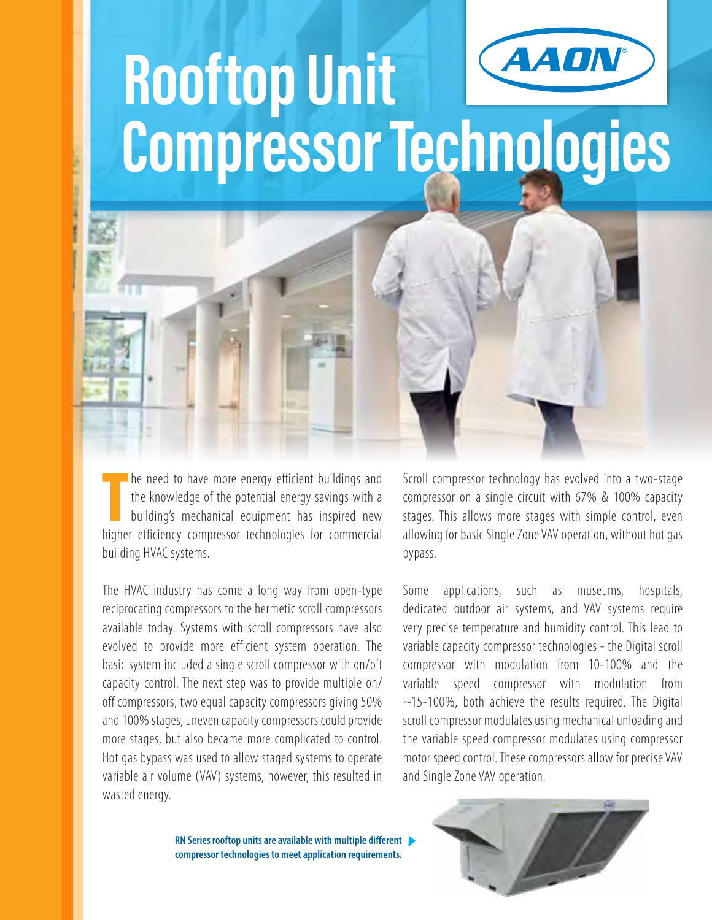# Rooftop Unit Compressor Technologies

AAON®

The need to have more energy efficient buildings and the knowledge of the potential energy savings with a building's mechanical equipment has inspired new higher efficiency compressor technologies for commercial building HVAC systems.

The HVAC industry has come a long way from open-type reciprocating compressors to the hermetic scroll compressors available today. Systems with scroll compressors have also evolved to provide more efficient system operation. The basic system included a single scroll compressor with on/off capacity control. The next step was to provide multiple on/off compressors; two equal capacity compressors giving 50% and 100% stages, uneven capacity compressors could provide more stages, but also became more complicated to control. Hot gas bypass was used to allow staged systems to operate variable air volume (VAV) systems, however, this resulted in wasted energy.

Scroll compressor technology has evolved into a two-stage compressor on a single circuit with 67% & 100% capacity stages. This allows more stages with simple control, even allowing for basic Single Zone VAV operation, without hot gas bypass.

Some applications, such as museums, hospitals, dedicated outdoor air systems, and VAV systems require very precise temperature and humidity control. This lead to variable capacity compressor technologies - the Digital scroll compressor with modulation from 10-100% and the variable speed compressor with modulation from ~15-100%, both achieve the results required. The Digital scroll compressor modulates using mechanical unloading and the variable speed compressor modulates using compressor motor speed control. These compressors allow for precise VAV and Single Zone VAV operation.

**RN Series rooftop units are available with multiple different compressor technologies to meet application requirements.**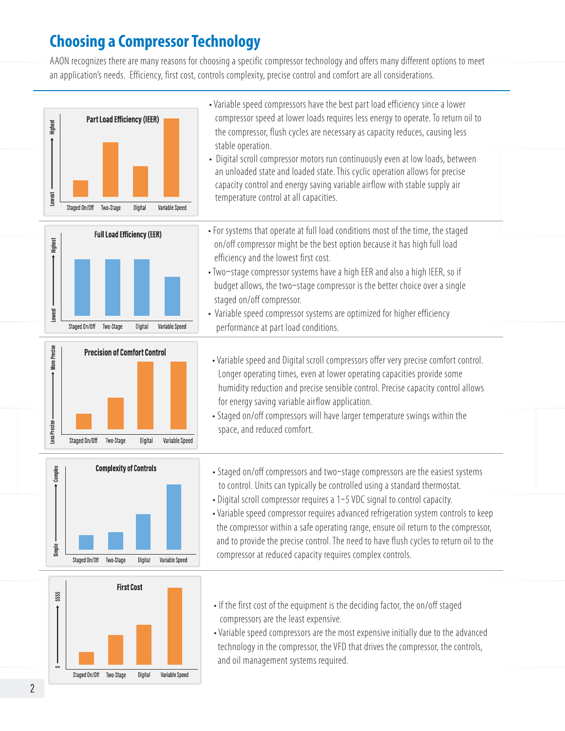## Choosing a Compressor Technology

AAON recognizes there are many reasons for choosing a specific compressor technology and offers many different options to meet an application's needs. Efficiency, first cost, controls complexity, precise control and comfort are all considerations.

**Part Load Efficiency (IEER)**

- Variable speed compressors have the best part load efficiency since a lower compressor speed at lower loads requires less energy to operate. To return oil to the compressor, flush cycles are necessary as capacity reduces, causing less stable operation.
- Digital scroll compressor motors run continuously even at low loads, between an unloaded state and loaded state. This cyclic operation allows for precise capacity control and energy saving variable airflow with stable supply air temperature control at all capacities.

**Full Load Efficiency (EER)**

- For systems that operate at full load conditions most of the time, the staged on/off compressor might be the best option because it has high full load efficiency and the lowest first cost.
- Two-stage compressor systems have a high EER and also a high IEER, so if budget allows, the two-stage compressor is the better choice over a single staged on/off compressor.
- Variable speed compressor systems are optimized for higher efficiency performance at part load conditions.

**Precision of Comfort Control**

- Variable speed and Digital scroll compressors offer very precise comfort control. Longer operating times, even at lower operating capacities provide some humidity reduction and precise sensible control. Precise capacity control allows for energy saving variable airflow application.
- Staged on/off compressors will have larger temperature swings within the space, and reduced comfort.

**Complexity of Controls**

- Staged on/off compressors and two-stage compressors are the easiest systems to control. Units can typically be controlled using a standard thermostat.
- Digital scroll compressor requires a 1-5 VDC signal to control capacity.
- Variable speed compressor requires advanced refrigeration system controls to keep the compressor within a safe operating range, ensure oil return to the compressor, and to provide the precise control. The need to have flush cycles to return oil to the compressor at reduced capacity requires complex controls.

**First Cost**

- If the first cost of the equipment is the deciding factor, the on/off staged compressors are the least expensive.
- Variable speed compressors are the most expensive initially due to the advanced technology in the compressor, the VFD that drives the compressor, the controls, and oil management systems required.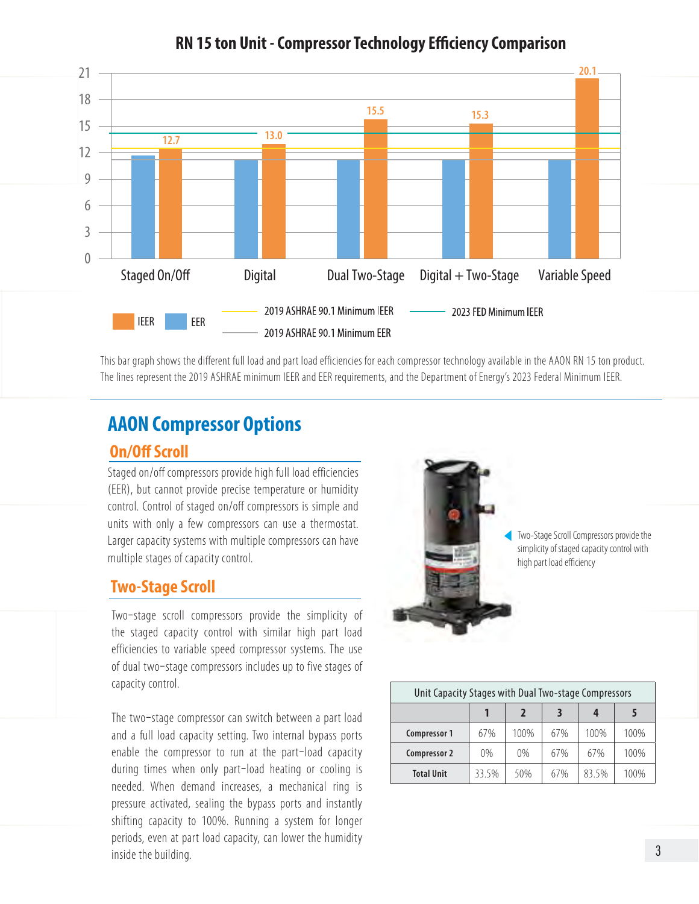## RN 15 ton Unit - Compressor Technology Efficiency Comparison

This bar graph shows the different full load and part load efficiencies for each compressor technology available in the AAON RN 15 ton product. The lines represent the 2019 ASHRAE minimum IEER and EER requirements, and the Department of Energy's 2023 Federal Minimum IEER.

# AAON Compressor Options

## On/Off Scroll

Staged on/off compressors provide high full load efficiencies (EER), but cannot provide precise temperature or humidity control. Control of staged on/off compressors is simple and units with only a few compressors can use a thermostat. Larger capacity systems with multiple compressors can have multiple stages of capacity control.

## Two-Stage Scroll

Two-stage scroll compressors provide the simplicity of the staged capacity control with similar high part load efficiencies to variable speed compressor systems. The use of dual two-stage compressors includes up to five stages of capacity control.

The two-stage compressor can switch between a part load and a full load capacity setting. Two internal bypass ports enable the compressor to run at the part-load capacity during times when only part-load heating or cooling is needed. When demand increases, a mechanical ring is pressure activated, sealing the bypass ports and instantly shifting capacity to 100%. Running a system for longer periods, even at part load capacity, can lower the humidity inside the building.

Two-Stage Scroll Compressors provide the simplicity of staged capacity control with high part load efficiency

| Unit Capacity Stages with Dual Two-stage Compressors | | | | | |
|---|---|---|---|---|---|
| | **1** | **2** | **3** | **4** | **5** |
| **Compressor 1** | 67% | 100% | 67% | 100% | 100% |
| **Compressor 2** | 0% | 0% | 67% | 67% | 100% |
| **Total Unit** | 33.5% | 50% | 67% | 83.5% | 100% |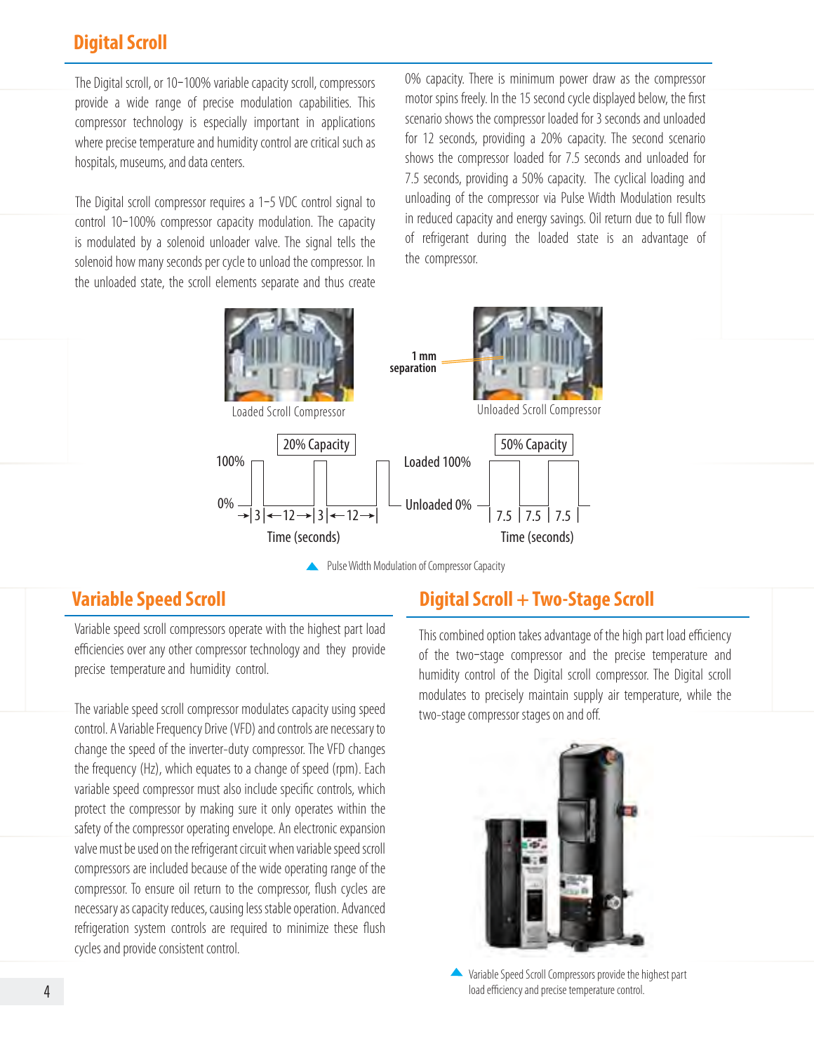## Digital Scroll

The Digital scroll, or 10–100% variable capacity scroll, compressors provide a wide range of precise modulation capabilities. This compressor technology is especially important in applications where precise temperature and humidity control are critical such as hospitals, museums, and data centers.

The Digital scroll compressor requires a 1–5 VDC control signal to control 10–100% compressor capacity modulation. The capacity is modulated by a solenoid unloader valve. The signal tells the solenoid how many seconds per cycle to unload the compressor. In the unloaded state, the scroll elements separate and thus create 0% capacity. There is minimum power draw as the compressor motor spins freely. In the 15 second cycle displayed below, the first scenario shows the compressor loaded for 3 seconds and unloaded for 12 seconds, providing a 20% capacity. The second scenario shows the compressor loaded for 7.5 seconds and unloaded for 7.5 seconds, providing a 50% capacity. The cyclical loading and unloading of the compressor via Pulse Width Modulation results in reduced capacity and energy savings. Oil return due to full flow of refrigerant during the loaded state is an advantage of the compressor.

Loaded Scroll Compressor

1 mm separation

Unloaded Scroll Compressor

20% Capacity — 100% / 0% — 3 | 12 | 3 | 12 — Time (seconds)

50% Capacity — Loaded 100% / Unloaded 0% — 7.5 | 7.5 | 7.5 — Time (seconds)

Pulse Width Modulation of Compressor Capacity

## Variable Speed Scroll

Variable speed scroll compressors operate with the highest part load efficiencies over any other compressor technology and they provide precise temperature and humidity control.

The variable speed scroll compressor modulates capacity using speed control. A Variable Frequency Drive (VFD) and controls are necessary to change the speed of the inverter-duty compressor. The VFD changes the frequency (Hz), which equates to a change of speed (rpm). Each variable speed compressor must also include specific controls, which protect the compressor by making sure it only operates within the safety of the compressor operating envelope. An electronic expansion valve must be used on the refrigerant circuit when variable speed scroll compressors are included because of the wide operating range of the compressor. To ensure oil return to the compressor, flush cycles are necessary as capacity reduces, causing less stable operation. Advanced refrigeration system controls are required to minimize these flush cycles and provide consistent control.

## Digital Scroll + Two-Stage Scroll

This combined option takes advantage of the high part load efficiency of the two-stage compressor and the precise temperature and humidity control of the Digital scroll compressor. The Digital scroll modulates to precisely maintain supply air temperature, while the two-stage compressor stages on and off.

Variable Speed Scroll Compressors provide the highest part load efficiency and precise temperature control.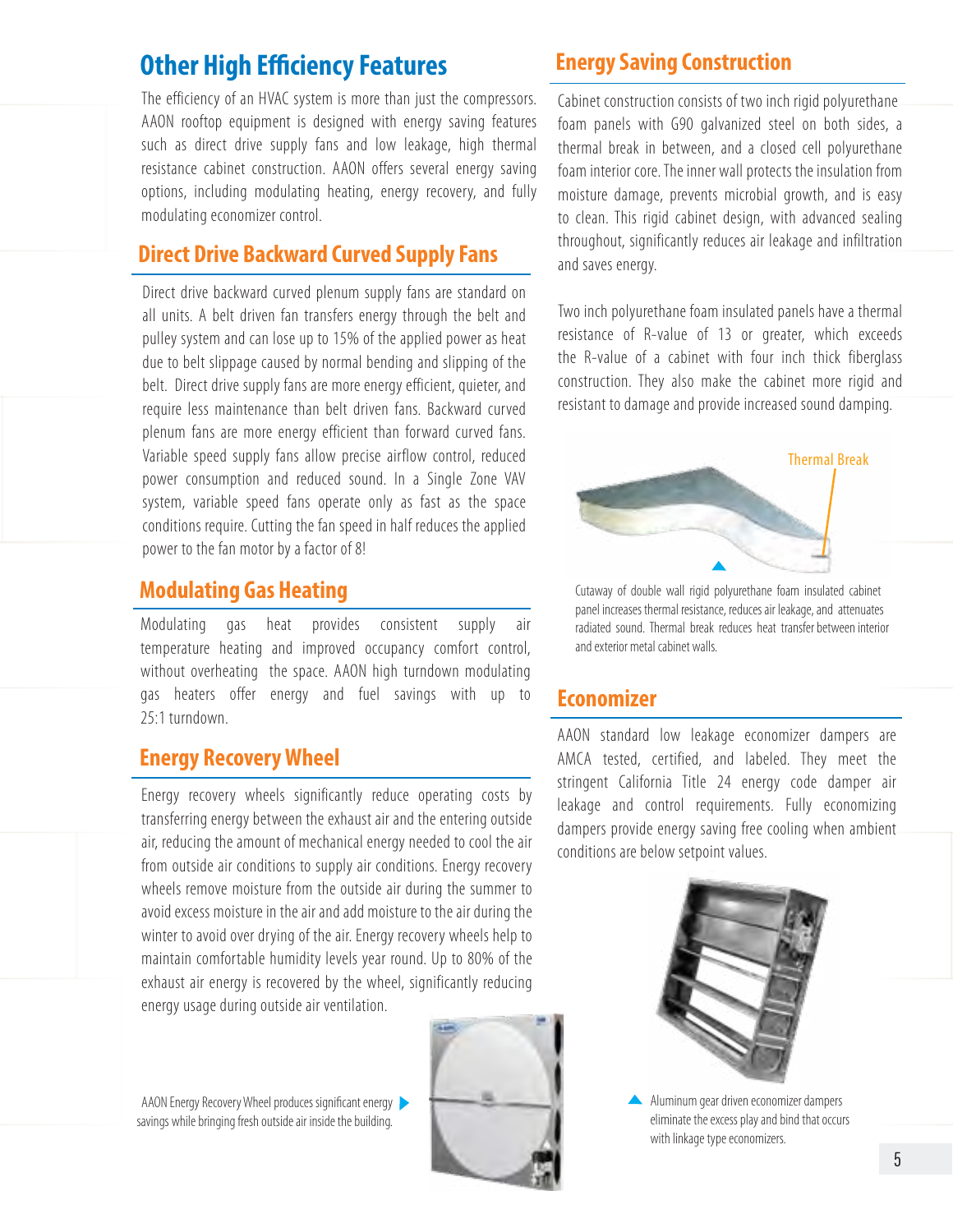## Other High Efficiency Features

The efficiency of an HVAC system is more than just the compressors. AAON rooftop equipment is designed with energy saving features such as direct drive supply fans and low leakage, high thermal resistance cabinet construction. AAON offers several energy saving options, including modulating heating, energy recovery, and fully modulating economizer control.

### Direct Drive Backward Curved Supply Fans

Direct drive backward curved plenum supply fans are standard on all units. A belt driven fan transfers energy through the belt and pulley system and can lose up to 15% of the applied power as heat due to belt slippage caused by normal bending and slipping of the belt. Direct drive supply fans are more energy efficient, quieter, and require less maintenance than belt driven fans. Backward curved plenum fans are more energy efficient than forward curved fans. Variable speed supply fans allow precise airflow control, reduced power consumption and reduced sound. In a Single Zone VAV system, variable speed fans operate only as fast as the space conditions require. Cutting the fan speed in half reduces the applied power to the fan motor by a factor of 8!

### Modulating Gas Heating

Modulating gas heat provides consistent supply air temperature heating and improved occupancy comfort control, without overheating the space. AAON high turndown modulating gas heaters offer energy and fuel savings with up to 25:1 turndown.

### Energy Recovery Wheel

Energy recovery wheels significantly reduce operating costs by transferring energy between the exhaust air and the entering outside air, reducing the amount of mechanical energy needed to cool the air from outside air conditions to supply air conditions. Energy recovery wheels remove moisture from the outside air during the summer to avoid excess moisture in the air and add moisture to the air during the winter to avoid over drying of the air. Energy recovery wheels help to maintain comfortable humidity levels year round. Up to 80% of the exhaust air energy is recovered by the wheel, significantly reducing energy usage during outside air ventilation.

AAON Energy Recovery Wheel produces significant energy savings while bringing fresh outside air inside the building.

### Energy Saving Construction

Cabinet construction consists of two inch rigid polyurethane foam panels with G90 galvanized steel on both sides, a thermal break in between, and a closed cell polyurethane foam interior core. The inner wall protects the insulation from moisture damage, prevents microbial growth, and is easy to clean. This rigid cabinet design, with advanced sealing throughout, significantly reduces air leakage and infiltration and saves energy.

Two inch polyurethane foam insulated panels have a thermal resistance of R-value of 13 or greater, which exceeds the R-value of a cabinet with four inch thick fiberglass construction. They also make the cabinet more rigid and resistant to damage and provide increased sound damping.

Thermal Break

Cutaway of double wall rigid polyurethane foam insulated cabinet panel increases thermal resistance, reduces air leakage, and attenuates radiated sound. Thermal break reduces heat transfer between interior and exterior metal cabinet walls.

### Economizer

AAON standard low leakage economizer dampers are AMCA tested, certified, and labeled. They meet the stringent California Title 24 energy code damper air leakage and control requirements. Fully economizing dampers provide energy saving free cooling when ambient conditions are below setpoint values.

Aluminum gear driven economizer dampers eliminate the excess play and bind that occurs with linkage type economizers.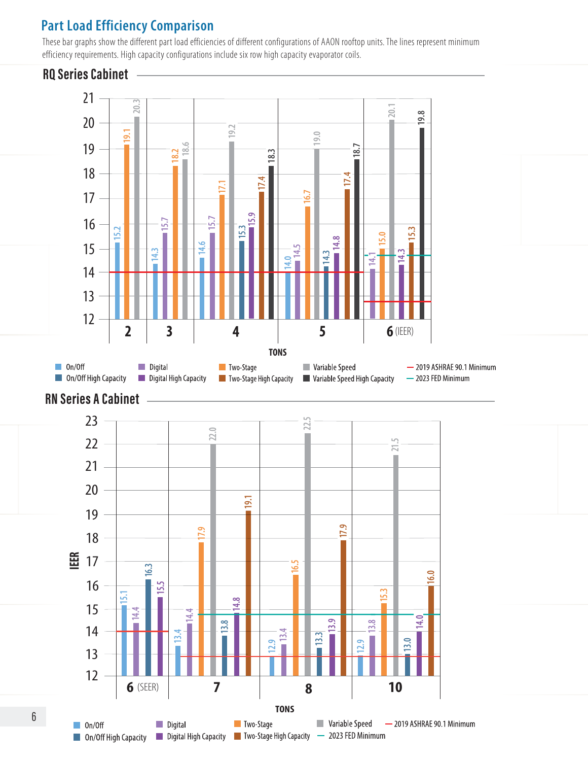## Part Load Efficiency Comparison

These bar graphs show the different part load efficiencies of different configurations of AAON rooftop units. The lines represent minimum efficiency requirements. High capacity configurations include six row high capacity evaporator coils.

### RQ Series Cabinet

| Tons | On/Off | Digital | Two-Stage | Variable Speed | On/Off High Capacity | Digital High Capacity | Two-Stage High Capacity | Variable Speed High Capacity |
|---|---|---|---|---|---|---|---|---|
| 2 | 15.2 | | 19.1 | 20.3 | | | | |
| 3 | 14.3 | 15.7 | 18.2 | 18.6 | | | | |
| 4 | 14.6 | 15.7 | 17.1 | 19.2 | 15.3 | 15.9 | 17.4 | 18.3 |
| 5 | 14.0 | 14.5 | 16.7 | 19.0 | 14.3 | 14.8 | 17.4 | 18.7 |
| 6 (IEER) | | 14.1 | 15.0 | 20.1 | | 14.3 | 15.3 | 19.8 |

TONS

- On/Off
- On/Off High Capacity
- Digital
- Digital High Capacity
- Two-Stage
- Two-Stage High Capacity
- Variable Speed
- Variable Speed High Capacity
- 2019 ASHRAE 90.1 Minimum
- 2023 FED Minimum

### RN Series A Cabinet

IEER

| Tons | On/Off | Digital | Two-Stage | Variable Speed | On/Off High Capacity | Digital High Capacity | Two-Stage High Capacity |
|---|---|---|---|---|---|---|---|
| 6 (SEER) | 15.1 | 14.4 | | | 16.3 | 15.5 | |
| 7 | 13.4 | 14.4 | 17.9 | 22.0 | 13.8 | 14.8 | 19.1 |
| 8 | 12.9 | 13.4 | 16.5 | 22.5 | 13.3 | 13.9 | 17.9 |
| 10 | 12.9 | 13.8 | 15.3 | 21.5 | 13.0 | 14.0 | 16.0 |

TONS

- On/Off
- On/Off High Capacity
- Digital
- Digital High Capacity
- Two-Stage
- Two-Stage High Capacity
- Variable Speed
- 2019 ASHRAE 90.1 Minimum
- 2023 FED Minimum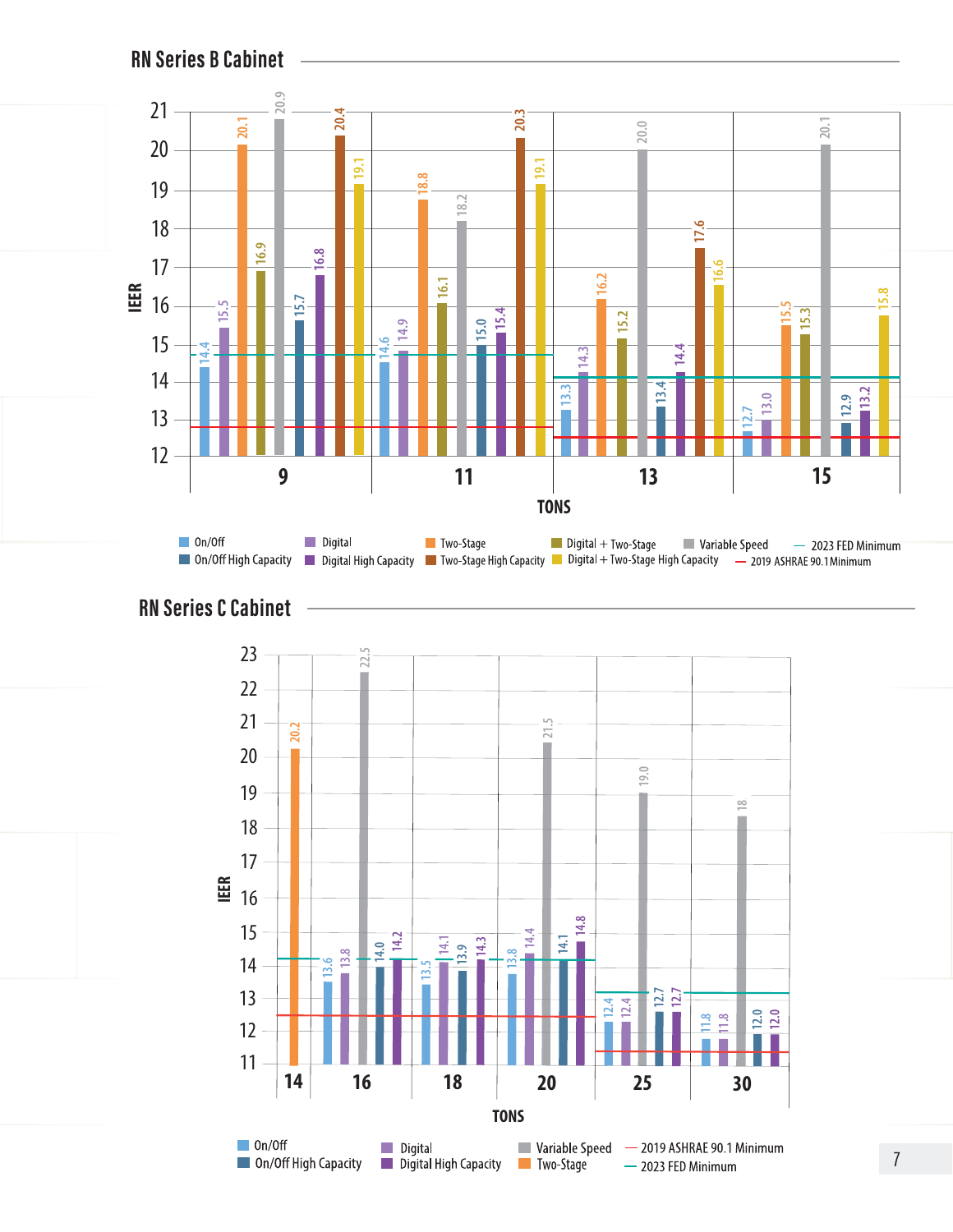## RN Series B Cabinet

IEER by tons:

| Tons | On/Off | Digital | Two-Stage | Digital + Two-Stage | Variable Speed | On/Off High Capacity | Digital High Capacity | Two-Stage High Capacity | Digital + Two-Stage High Capacity |
|---|---|---|---|---|---|---|---|---|---|
| 9 | 14.4 | 15.5 | 20.1 | 16.9 | 20.9 | 15.7 | 16.8 | 20.4 | 19.1 |
| 11 | 14.6 | 14.9 | 18.8 | 16.1 | 18.2 | 15.0 | 15.4 | 20.3 | 19.1 |
| 13 | 13.3 | 14.3 | 16.2 | 15.2 | 20.0 | 13.4 | 14.4 | 17.6 | 16.6 |
| 15 | 12.7 | 13.0 | 15.5 | 15.3 | 20.1 | 12.9 | 13.2 | | 15.8 |

Legend: On/Off; On/Off High Capacity; Digital; Digital High Capacity; Two-Stage; Two-Stage High Capacity; Digital + Two-Stage; Digital + Two-Stage High Capacity; Variable Speed; 2023 FED Minimum; 2019 ASHRAE 90.1 Minimum

## RN Series C Cabinet

IEER by tons:

| Tons | Two-Stage | On/Off | Digital | Variable Speed | On/Off High Capacity | Digital High Capacity |
|---|---|---|---|---|---|---|
| 14 | 20.2 | | | | | |
| 16 | | 13.6 | 13.8 | 22.5 | 14.0 | 14.2 |
| 18 | | 13.5 | 14.1 | | 13.9 | 14.3 |
| 20 | | 13.8 | 14.4 | 21.5 | 14.1 | 14.8 |
| 25 | | 12.4 | 12.4 | 19.0 | 12.7 | 12.7 |
| 30 | | 11.8 | 11.8 | 18 | 12.0 | 12.0 |

Legend: On/Off; On/Off High Capacity; Digital; Digital High Capacity; Variable Speed; Two-Stage; 2019 ASHRAE 90.1 Minimum; 2023 FED Minimum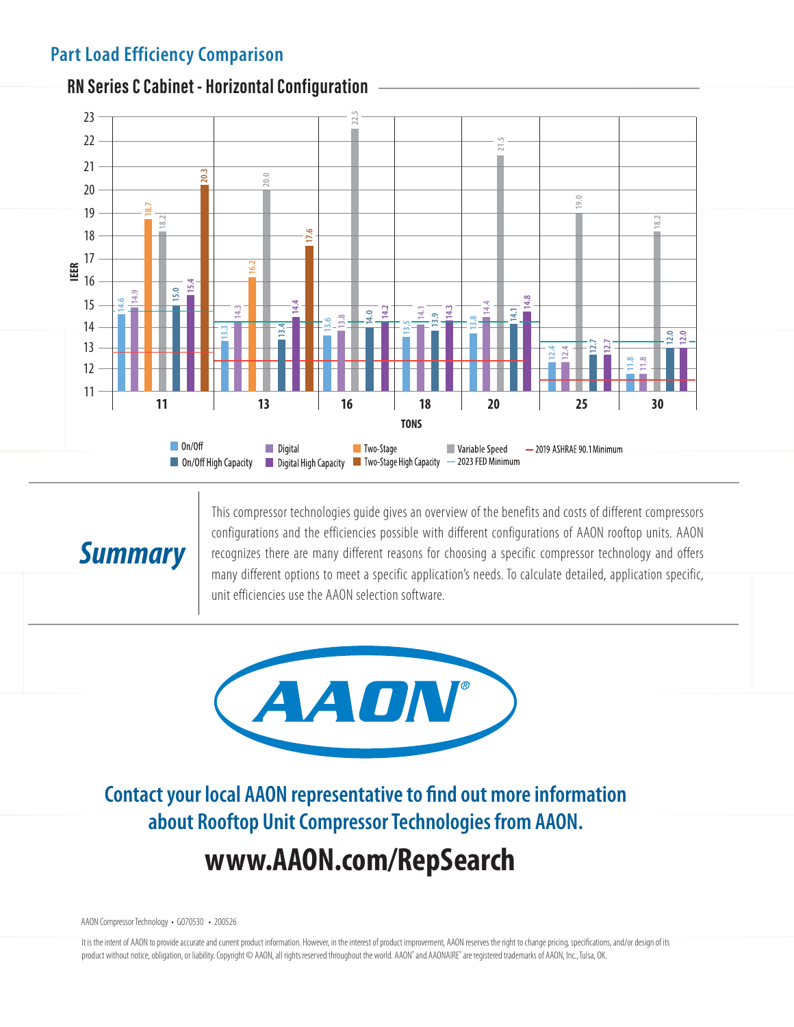## Part Load Efficiency Comparison

### RN Series C Cabinet - Horizontal Configuration

IEER

23
22
21
20
19
18
17
16
15
14
13
12
11

11: 14.6, 14.9, 18.7, 18.2, 15.0, 15.4, 20.3

13: 13.3, 14.3, 16.2, 20.0, 13.4, 14.4, 17.6

16: 13.6, 13.8, 22.5, 14.0, 14.2

18: 13.5, 14.1, 13.9, 14.3

20: 13.8, 14.4, 21.5, 14.1, 14.8

25: 12.4, 12.4, 19.0, 12.7, 12.7

30: 11.8, 11.8, 18.2, 12.0, 12.0

TONS

On/Off
On/Off High Capacity
Digital
Digital High Capacity
Two-Stage
Two-Stage High Capacity
Variable Speed
2023 FED Minimum
2019 ASHRAE 90.1 Minimum

## *Summary*

This compressor technologies guide gives an overview of the benefits and costs of different compressors configurations and the efficiencies possible with different configurations of AAON rooftop units. AAON recognizes there are many different reasons for choosing a specific compressor technology and offers many different options to meet a specific application's needs. To calculate detailed, application specific, unit efficiencies use the AAON selection software.

AAON®

**Contact your local AAON representative to find out more information about Rooftop Unit Compressor Technologies from AAON.**

**www.AAON.com/RepSearch**

AAON Compressor Technology • G070530 • 200526

It is the intent of AAON to provide accurate and current product information. However, in the interest of product improvement, AAON reserves the right to change pricing, specifications, and/or design of its product without notice, obligation, or liability. Copyright © AAON, all rights reserved throughout the world. AAON® and AAONAIRE® are registered trademarks of AAON, Inc., Tulsa, OK.